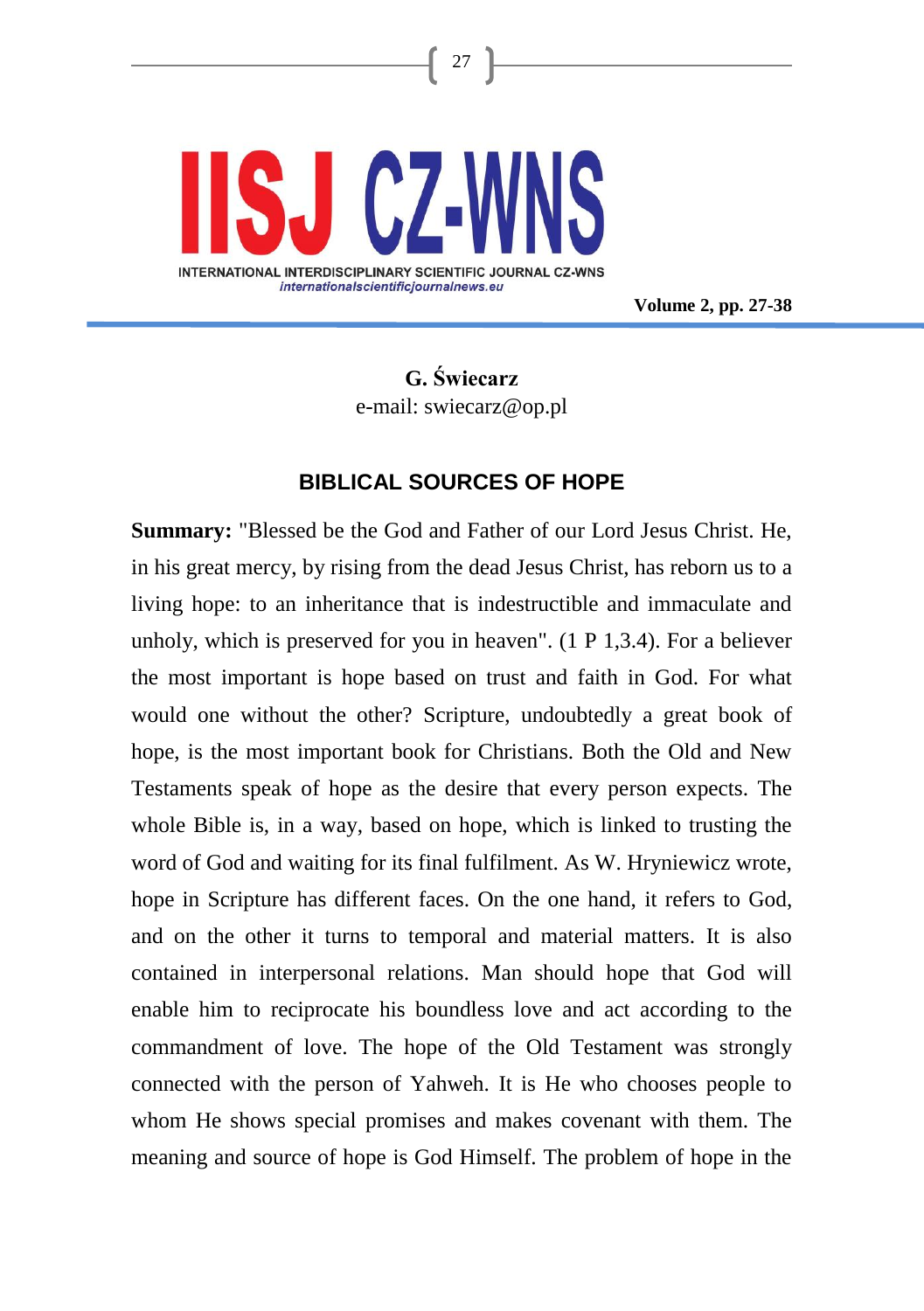**G. Świecarz**
e-mail: swiecarz@op.pl

# BIBLICAL SOURCES OF HOPE

**Summary:** "Blessed be the God and Father of our Lord Jesus Christ. He, in his great mercy, by rising from the dead Jesus Christ, has reborn us to a living hope: to an inheritance that is indestructible and immaculate and unholy, which is preserved for you in heaven". (1 P 1,3.4). For a believer the most important is hope based on trust and faith in God. For what would one without the other? Scripture, undoubtedly a great book of hope, is the most important book for Christians. Both the Old and New Testaments speak of hope as the desire that every person expects. The whole Bible is, in a way, based on hope, which is linked to trusting the word of God and waiting for its final fulfilment. As W. Hryniewicz wrote, hope in Scripture has different faces. On the one hand, it refers to God, and on the other it turns to temporal and material matters. It is also contained in interpersonal relations. Man should hope that God will enable him to reciprocate his boundless love and act according to the commandment of love. The hope of the Old Testament was strongly connected with the person of Yahweh. It is He who chooses people to whom He shows special promises and makes covenant with them. The meaning and source of hope is God Himself. The problem of hope in the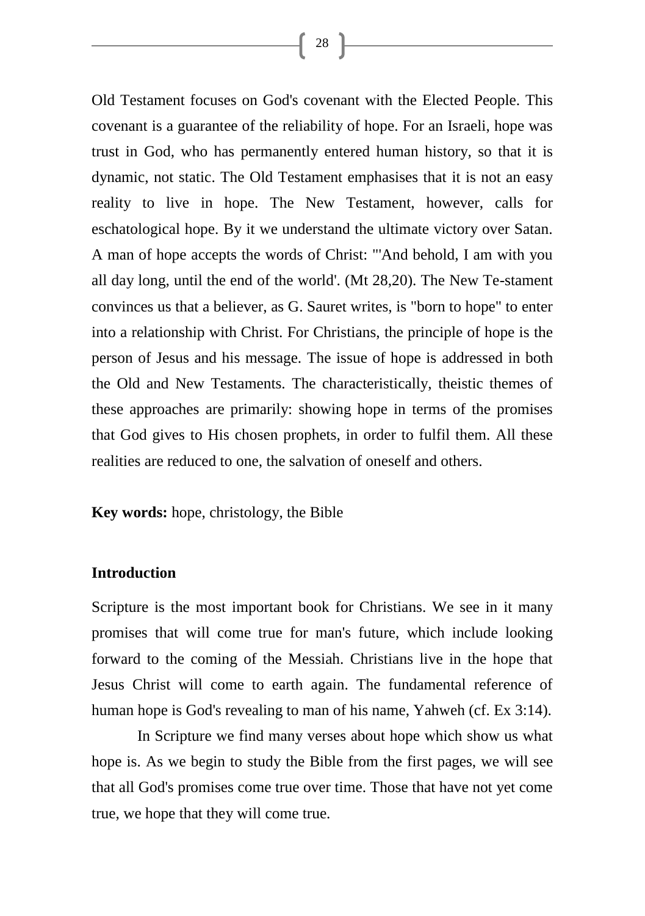Old Testament focuses on God's covenant with the Elected People. This covenant is a guarantee of the reliability of hope. For an Israeli, hope was trust in God, who has permanently entered human history, so that it is dynamic, not static. The Old Testament emphasises that it is not an easy reality to live in hope. The New Testament, however, calls for eschatological hope. By it we understand the ultimate victory over Satan. A man of hope accepts the words of Christ: "'And behold, I am with you all day long, until the end of the world'. (Mt 28,20). The New Te-stament convinces us that a believer, as G. Sauret writes, is "born to hope" to enter into a relationship with Christ. For Christians, the principle of hope is the person of Jesus and his message. The issue of hope is addressed in both the Old and New Testaments. The characteristically, theistic themes of these approaches are primarily: showing hope in terms of the promises that God gives to His chosen prophets, in order to fulfil them. All these realities are reduced to one, the salvation of oneself and others.

**Key words:** hope, christology, the Bible

## Introduction

Scripture is the most important book for Christians. We see in it many promises that will come true for man's future, which include looking forward to the coming of the Messiah. Christians live in the hope that Jesus Christ will come to earth again. The fundamental reference of human hope is God's revealing to man of his name, Yahweh (cf. Ex 3:14).

In Scripture we find many verses about hope which show us what hope is. As we begin to study the Bible from the first pages, we will see that all God's promises come true over time. Those that have not yet come true, we hope that they will come true.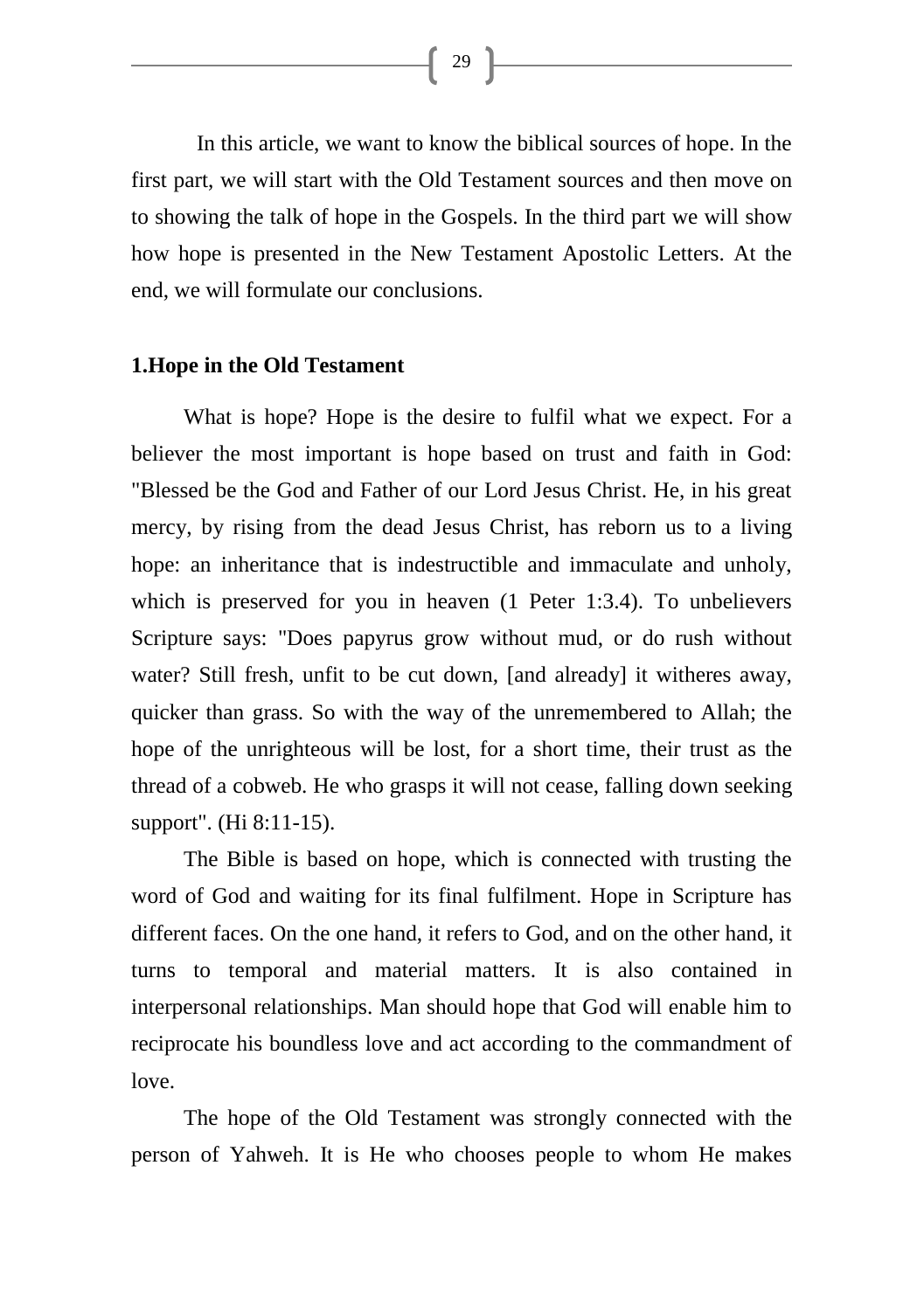In this article, we want to know the biblical sources of hope. In the first part, we will start with the Old Testament sources and then move on to showing the talk of hope in the Gospels. In the third part we will show how hope is presented in the New Testament Apostolic Letters. At the end, we will formulate our conclusions.

**1.Hope in the Old Testament**

What is hope? Hope is the desire to fulfil what we expect. For a believer the most important is hope based on trust and faith in God: "Blessed be the God and Father of our Lord Jesus Christ. He, in his great mercy, by rising from the dead Jesus Christ, has reborn us to a living hope: an inheritance that is indestructible and immaculate and unholy, which is preserved for you in heaven (1 Peter 1:3.4). To unbelievers Scripture says: "Does papyrus grow without mud, or do rush without water? Still fresh, unfit to be cut down, [and already] it witheres away, quicker than grass. So with the way of the unremembered to Allah; the hope of the unrighteous will be lost, for a short time, their trust as the thread of a cobweb. He who grasps it will not cease, falling down seeking support". (Hi 8:11-15).

The Bible is based on hope, which is connected with trusting the word of God and waiting for its final fulfilment. Hope in Scripture has different faces. On the one hand, it refers to God, and on the other hand, it turns to temporal and material matters. It is also contained in interpersonal relationships. Man should hope that God will enable him to reciprocate his boundless love and act according to the commandment of love.

The hope of the Old Testament was strongly connected with the person of Yahweh. It is He who chooses people to whom He makes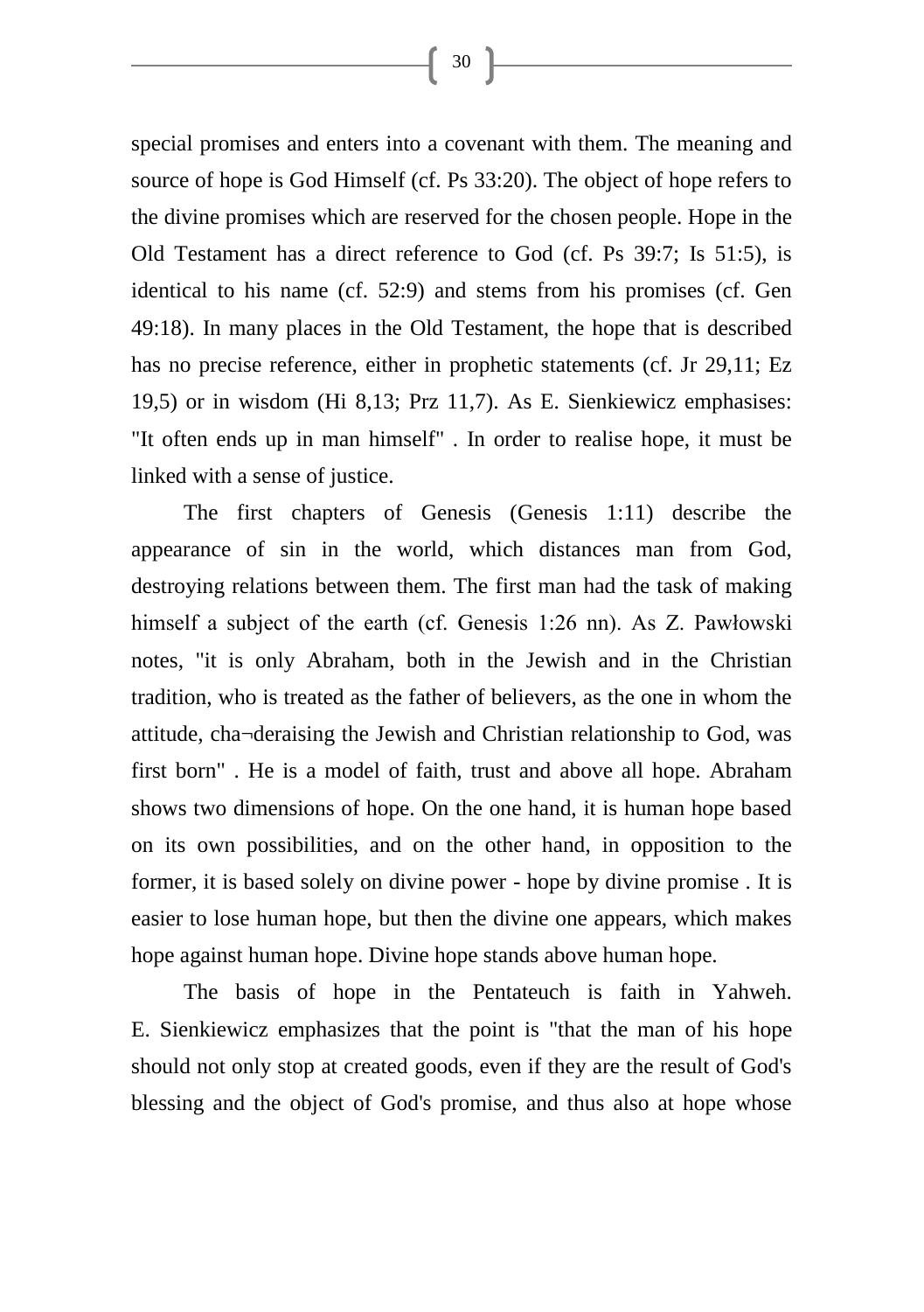special promises and enters into a covenant with them. The meaning and source of hope is God Himself (cf. Ps 33:20). The object of hope refers to the divine promises which are reserved for the chosen people. Hope in the Old Testament has a direct reference to God (cf. Ps 39:7; Is 51:5), is identical to his name (cf. 52:9) and stems from his promises (cf. Gen 49:18). In many places in the Old Testament, the hope that is described has no precise reference, either in prophetic statements (cf. Jr 29,11; Ez 19,5) or in wisdom (Hi 8,13; Prz 11,7). As E. Sienkiewicz emphasises: "It often ends up in man himself" . In order to realise hope, it must be linked with a sense of justice.

The first chapters of Genesis (Genesis 1:11) describe the appearance of sin in the world, which distances man from God, destroying relations between them. The first man had the task of making himself a subject of the earth (cf. Genesis 1:26 nn). As Z. Pawłowski notes, "it is only Abraham, both in the Jewish and in the Christian tradition, who is treated as the father of believers, as the one in whom the attitude, cha¬deraising the Jewish and Christian relationship to God, was first born" . He is a model of faith, trust and above all hope. Abraham shows two dimensions of hope. On the one hand, it is human hope based on its own possibilities, and on the other hand, in opposition to the former, it is based solely on divine power - hope by divine promise . It is easier to lose human hope, but then the divine one appears, which makes hope against human hope. Divine hope stands above human hope.

The basis of hope in the Pentateuch is faith in Yahweh. E. Sienkiewicz emphasizes that the point is "that the man of his hope should not only stop at created goods, even if they are the result of God's blessing and the object of God's promise, and thus also at hope whose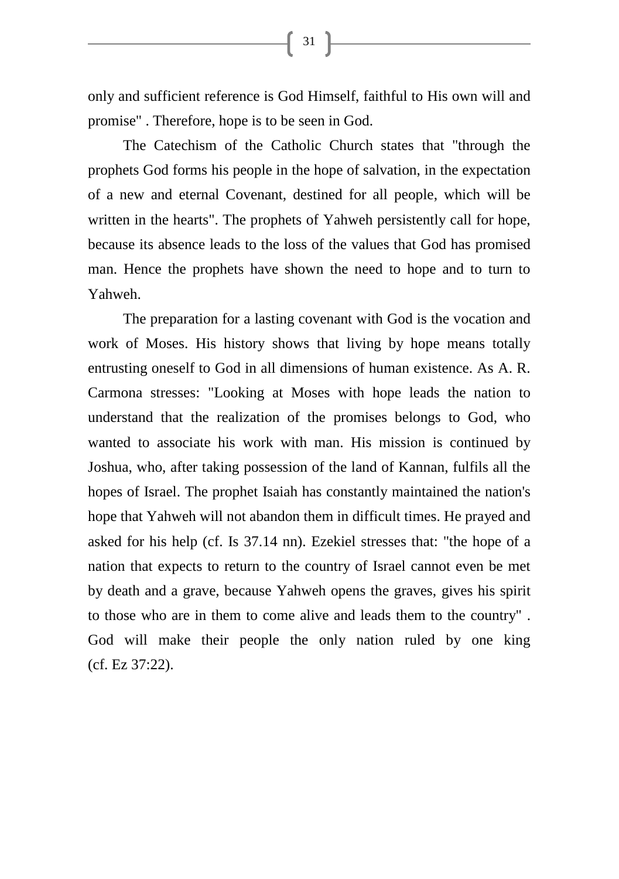only and sufficient reference is God Himself, faithful to His own will and promise" . Therefore, hope is to be seen in God.

The Catechism of the Catholic Church states that "through the prophets God forms his people in the hope of salvation, in the expectation of a new and eternal Covenant, destined for all people, which will be written in the hearts". The prophets of Yahweh persistently call for hope, because its absence leads to the loss of the values that God has promised man. Hence the prophets have shown the need to hope and to turn to Yahweh.

The preparation for a lasting covenant with God is the vocation and work of Moses. His history shows that living by hope means totally entrusting oneself to God in all dimensions of human existence. As A. R. Carmona stresses: "Looking at Moses with hope leads the nation to understand that the realization of the promises belongs to God, who wanted to associate his work with man. His mission is continued by Joshua, who, after taking possession of the land of Kannan, fulfils all the hopes of Israel. The prophet Isaiah has constantly maintained the nation's hope that Yahweh will not abandon them in difficult times. He prayed and asked for his help (cf. Is 37.14 nn). Ezekiel stresses that: "the hope of a nation that expects to return to the country of Israel cannot even be met by death and a grave, because Yahweh opens the graves, gives his spirit to those who are in them to come alive and leads them to the country" . God will make their people the only nation ruled by one king (cf. Ez 37:22).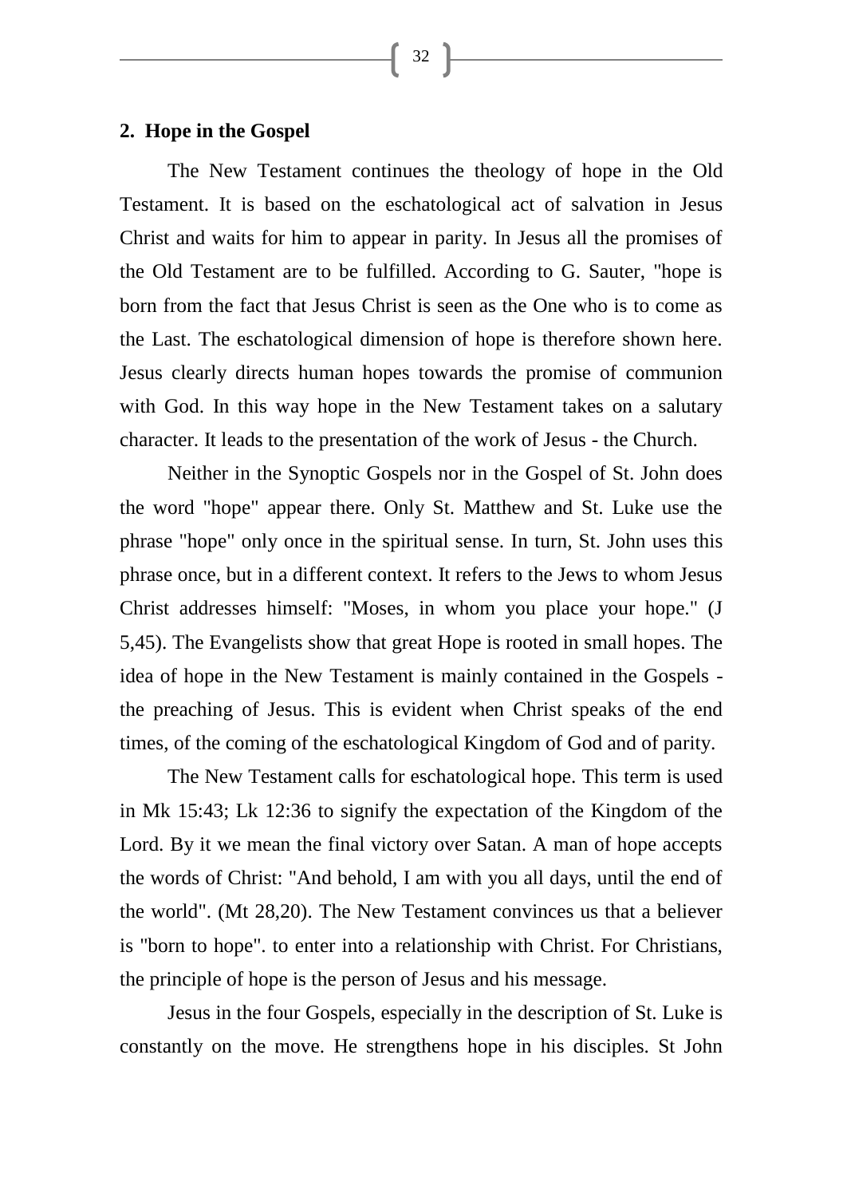## 2. Hope in the Gospel

The New Testament continues the theology of hope in the Old Testament. It is based on the eschatological act of salvation in Jesus Christ and waits for him to appear in parity. In Jesus all the promises of the Old Testament are to be fulfilled. According to G. Sauter, "hope is born from the fact that Jesus Christ is seen as the One who is to come as the Last. The eschatological dimension of hope is therefore shown here. Jesus clearly directs human hopes towards the promise of communion with God. In this way hope in the New Testament takes on a salutary character. It leads to the presentation of the work of Jesus - the Church.

Neither in the Synoptic Gospels nor in the Gospel of St. John does the word "hope" appear there. Only St. Matthew and St. Luke use the phrase "hope" only once in the spiritual sense. In turn, St. John uses this phrase once, but in a different context. It refers to the Jews to whom Jesus Christ addresses himself: "Moses, in whom you place your hope." (J 5,45). The Evangelists show that great Hope is rooted in small hopes. The idea of hope in the New Testament is mainly contained in the Gospels - the preaching of Jesus. This is evident when Christ speaks of the end times, of the coming of the eschatological Kingdom of God and of parity.

The New Testament calls for eschatological hope. This term is used in Mk 15:43; Lk 12:36 to signify the expectation of the Kingdom of the Lord. By it we mean the final victory over Satan. A man of hope accepts the words of Christ: "And behold, I am with you all days, until the end of the world". (Mt 28,20). The New Testament convinces us that a believer is "born to hope". to enter into a relationship with Christ. For Christians, the principle of hope is the person of Jesus and his message.

Jesus in the four Gospels, especially in the description of St. Luke is constantly on the move. He strengthens hope in his disciples. St John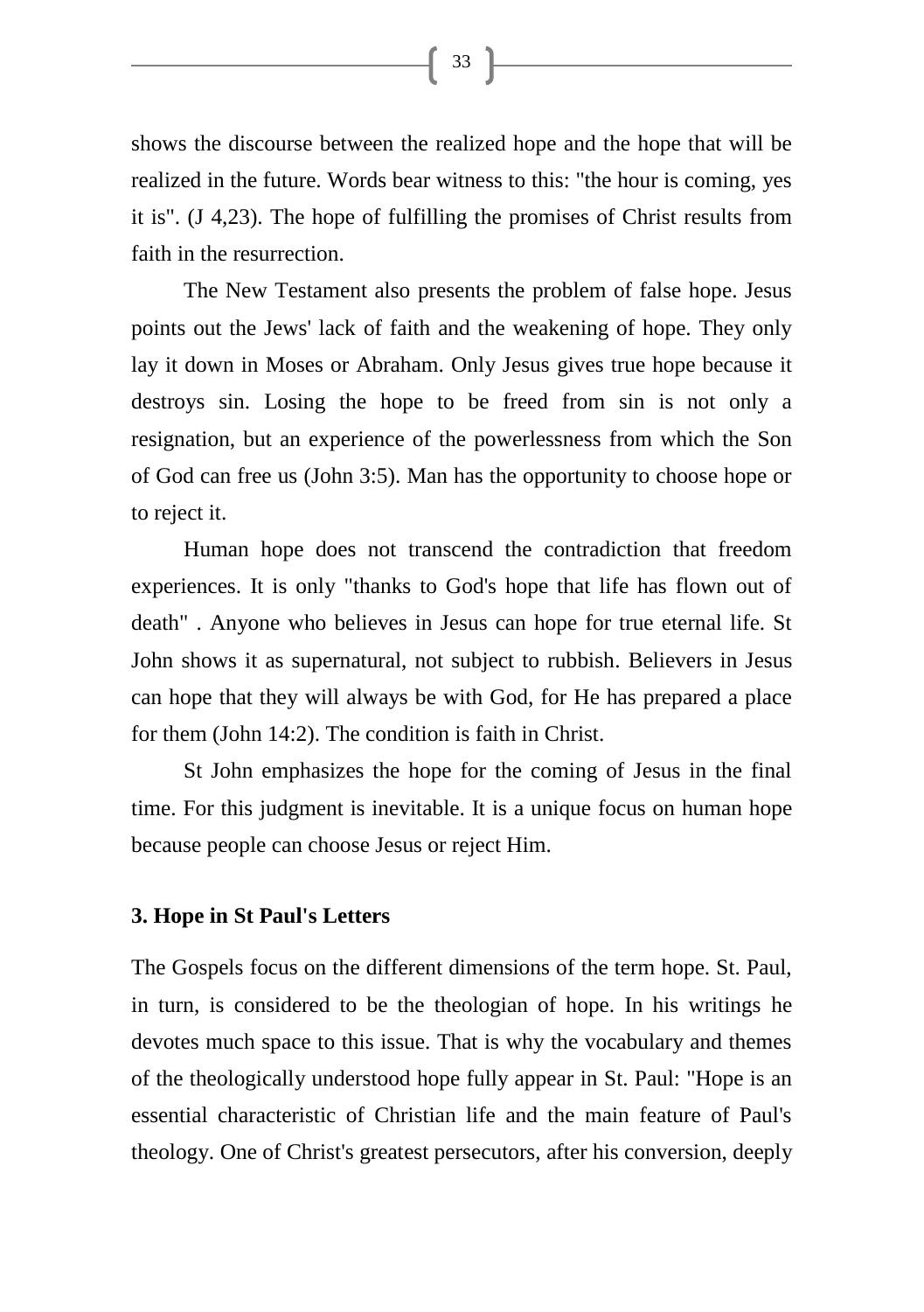shows the discourse between the realized hope and the hope that will be realized in the future. Words bear witness to this: "the hour is coming, yes it is". (J 4,23). The hope of fulfilling the promises of Christ results from faith in the resurrection.

The New Testament also presents the problem of false hope. Jesus points out the Jews' lack of faith and the weakening of hope. They only lay it down in Moses or Abraham. Only Jesus gives true hope because it destroys sin. Losing the hope to be freed from sin is not only a resignation, but an experience of the powerlessness from which the Son of God can free us (John 3:5). Man has the opportunity to choose hope or to reject it.

Human hope does not transcend the contradiction that freedom experiences. It is only "thanks to God's hope that life has flown out of death" . Anyone who believes in Jesus can hope for true eternal life. St John shows it as supernatural, not subject to rubbish. Believers in Jesus can hope that they will always be with God, for He has prepared a place for them (John 14:2). The condition is faith in Christ.

St John emphasizes the hope for the coming of Jesus in the final time. For this judgment is inevitable. It is a unique focus on human hope because people can choose Jesus or reject Him.

### 3. Hope in St Paul's Letters

The Gospels focus on the different dimensions of the term hope. St. Paul, in turn, is considered to be the theologian of hope. In his writings he devotes much space to this issue. That is why the vocabulary and themes of the theologically understood hope fully appear in St. Paul: "Hope is an essential characteristic of Christian life and the main feature of Paul's theology. One of Christ's greatest persecutors, after his conversion, deeply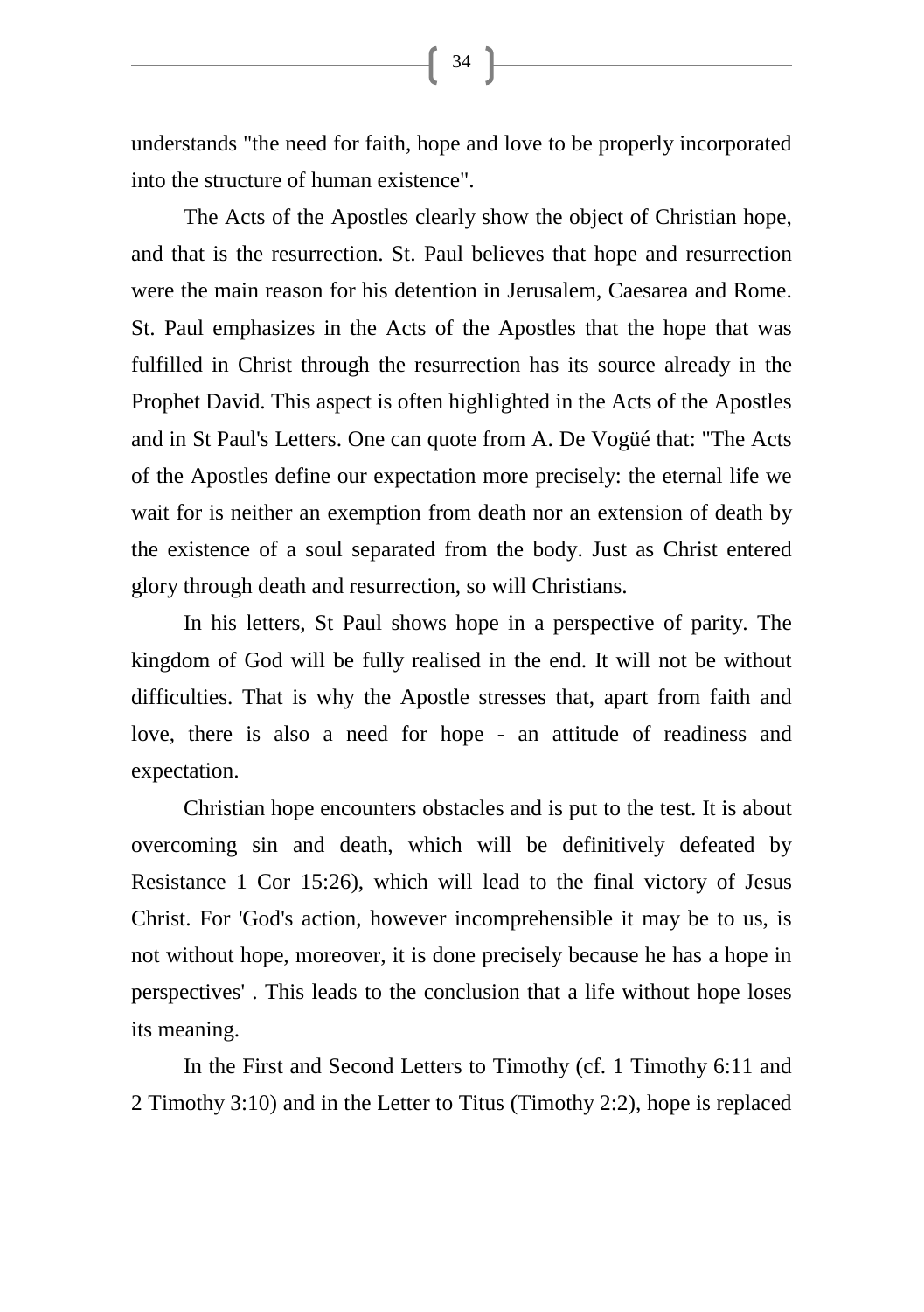understands "the need for faith, hope and love to be properly incorporated into the structure of human existence".

The Acts of the Apostles clearly show the object of Christian hope, and that is the resurrection. St. Paul believes that hope and resurrection were the main reason for his detention in Jerusalem, Caesarea and Rome. St. Paul emphasizes in the Acts of the Apostles that the hope that was fulfilled in Christ through the resurrection has its source already in the Prophet David. This aspect is often highlighted in the Acts of the Apostles and in St Paul's Letters. One can quote from A. De Vogüé that: "The Acts of the Apostles define our expectation more precisely: the eternal life we wait for is neither an exemption from death nor an extension of death by the existence of a soul separated from the body. Just as Christ entered glory through death and resurrection, so will Christians.

In his letters, St Paul shows hope in a perspective of parity. The kingdom of God will be fully realised in the end. It will not be without difficulties. That is why the Apostle stresses that, apart from faith and love, there is also a need for hope - an attitude of readiness and expectation.

Christian hope encounters obstacles and is put to the test. It is about overcoming sin and death, which will be definitively defeated by Resistance 1 Cor 15:26), which will lead to the final victory of Jesus Christ. For 'God's action, however incomprehensible it may be to us, is not without hope, moreover, it is done precisely because he has a hope in perspectives' . This leads to the conclusion that a life without hope loses its meaning.

In the First and Second Letters to Timothy (cf. 1 Timothy 6:11 and 2 Timothy 3:10) and in the Letter to Titus (Timothy 2:2), hope is replaced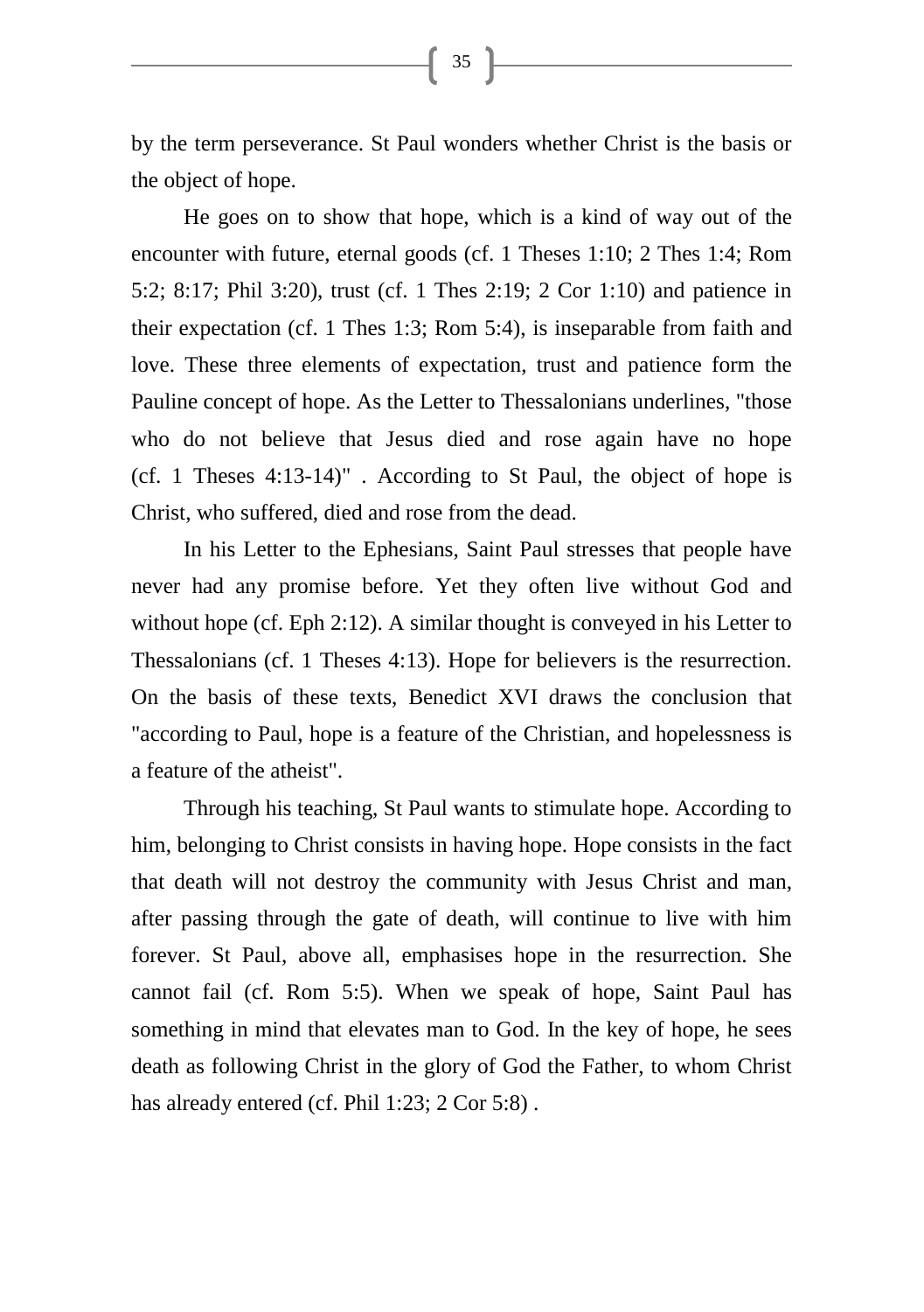by the term perseverance. St Paul wonders whether Christ is the basis or the object of hope.

He goes on to show that hope, which is a kind of way out of the encounter with future, eternal goods (cf. 1 Theses 1:10; 2 Thes 1:4; Rom 5:2; 8:17; Phil 3:20), trust (cf. 1 Thes 2:19; 2 Cor 1:10) and patience in their expectation (cf. 1 Thes 1:3; Rom 5:4), is inseparable from faith and love. These three elements of expectation, trust and patience form the Pauline concept of hope. As the Letter to Thessalonians underlines, "those who do not believe that Jesus died and rose again have no hope (cf. 1 Theses 4:13-14)" . According to St Paul, the object of hope is Christ, who suffered, died and rose from the dead.

In his Letter to the Ephesians, Saint Paul stresses that people have never had any promise before. Yet they often live without God and without hope (cf. Eph 2:12). A similar thought is conveyed in his Letter to Thessalonians (cf. 1 Theses 4:13). Hope for believers is the resurrection. On the basis of these texts, Benedict XVI draws the conclusion that "according to Paul, hope is a feature of the Christian, and hopelessness is a feature of the atheist".

Through his teaching, St Paul wants to stimulate hope. According to him, belonging to Christ consists in having hope. Hope consists in the fact that death will not destroy the community with Jesus Christ and man, after passing through the gate of death, will continue to live with him forever. St Paul, above all, emphasises hope in the resurrection. She cannot fail (cf. Rom 5:5). When we speak of hope, Saint Paul has something in mind that elevates man to God. In the key of hope, he sees death as following Christ in the glory of God the Father, to whom Christ has already entered (cf. Phil 1:23; 2 Cor 5:8) .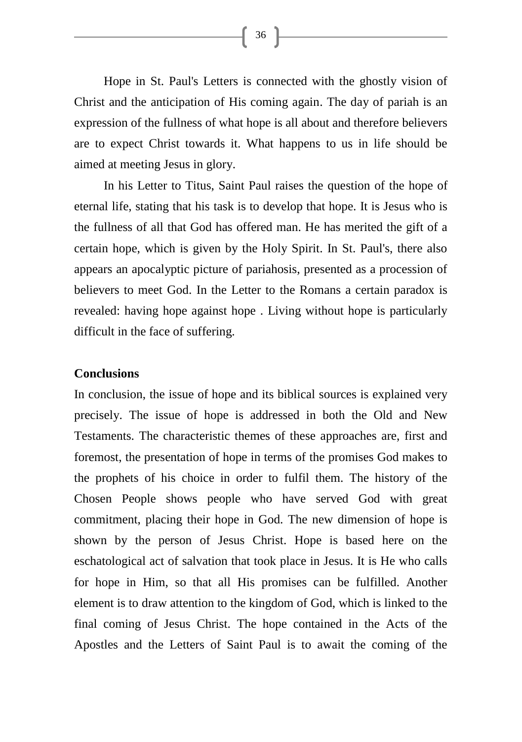Hope in St. Paul's Letters is connected with the ghostly vision of Christ and the anticipation of His coming again. The day of pariah is an expression of the fullness of what hope is all about and therefore believers are to expect Christ towards it. What happens to us in life should be aimed at meeting Jesus in glory.

In his Letter to Titus, Saint Paul raises the question of the hope of eternal life, stating that his task is to develop that hope. It is Jesus who is the fullness of all that God has offered man. He has merited the gift of a certain hope, which is given by the Holy Spirit. In St. Paul's, there also appears an apocalyptic picture of pariahosis, presented as a procession of believers to meet God. In the Letter to the Romans a certain paradox is revealed: having hope against hope . Living without hope is particularly difficult in the face of suffering.

**Conclusions**

In conclusion, the issue of hope and its biblical sources is explained very precisely. The issue of hope is addressed in both the Old and New Testaments. The characteristic themes of these approaches are, first and foremost, the presentation of hope in terms of the promises God makes to the prophets of his choice in order to fulfil them. The history of the Chosen People shows people who have served God with great commitment, placing their hope in God. The new dimension of hope is shown by the person of Jesus Christ. Hope is based here on the eschatological act of salvation that took place in Jesus. It is He who calls for hope in Him, so that all His promises can be fulfilled. Another element is to draw attention to the kingdom of God, which is linked to the final coming of Jesus Christ. The hope contained in the Acts of the Apostles and the Letters of Saint Paul is to await the coming of the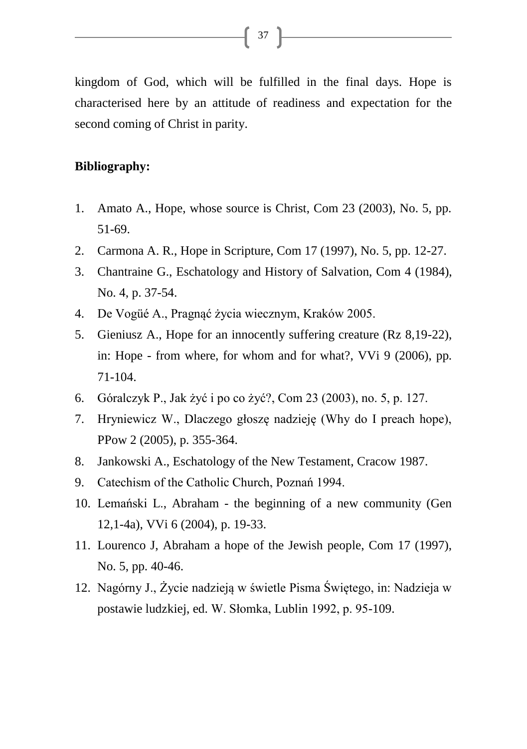kingdom of God, which will be fulfilled in the final days. Hope is characterised here by an attitude of readiness and expectation for the second coming of Christ in parity.

**Bibliography:**

1. Amato A., Hope, whose source is Christ, Com 23 (2003), No. 5, pp. 51-69.
2. Carmona A. R., Hope in Scripture, Com 17 (1997), No. 5, pp. 12-27.
3. Chantraine G., Eschatology and History of Salvation, Com 4 (1984), No. 4, p. 37-54.
4. De Vogüé A., Pragnąć życia wiecznym, Kraków 2005.
5. Gieniusz A., Hope for an innocently suffering creature (Rz 8,19-22), in: Hope - from where, for whom and for what?, VVi 9 (2006), pp. 71-104.
6. Góralczyk P., Jak żyć i po co żyć?, Com 23 (2003), no. 5, p. 127.
7. Hryniewicz W., Dlaczego głoszę nadzieję (Why do I preach hope), PPow 2 (2005), p. 355-364.
8. Jankowski A., Eschatology of the New Testament, Cracow 1987.
9. Catechism of the Catholic Church, Poznań 1994.
10. Lemański L., Abraham - the beginning of a new community (Gen 12,1-4a), VVi 6 (2004), p. 19-33.
11. Lourenco J, Abraham a hope of the Jewish people, Com 17 (1997), No. 5, pp. 40-46.
12. Nagórny J., Życie nadzieją w świetle Pisma Świętego, in: Nadzieja w postawie ludzkiej, ed. W. Słomka, Lublin 1992, p. 95-109.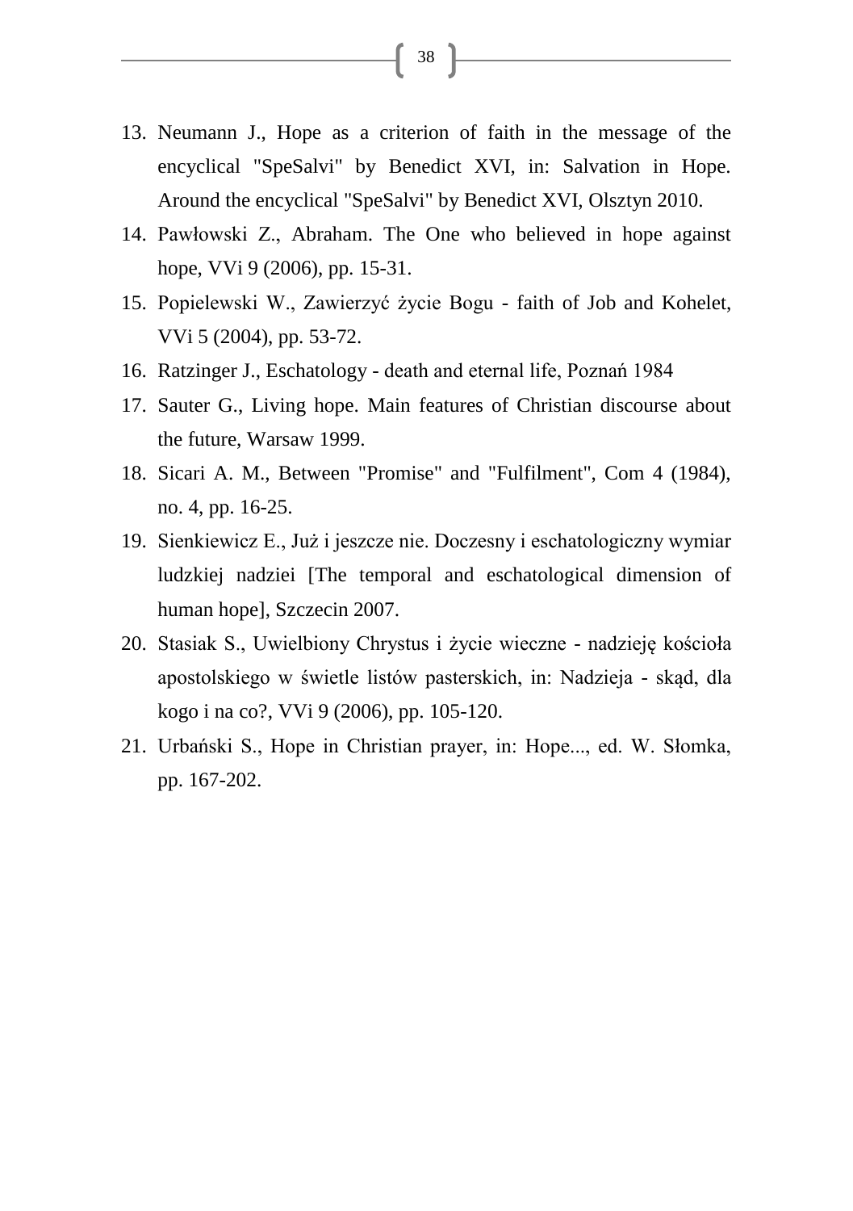13. Neumann J., Hope as a criterion of faith in the message of the encyclical "SpeSalvi" by Benedict XVI, in: Salvation in Hope. Around the encyclical "SpeSalvi" by Benedict XVI, Olsztyn 2010.
14. Pawłowski Z., Abraham. The One who believed in hope against hope, VVi 9 (2006), pp. 15-31.
15. Popielewski W., Zawierzyć życie Bogu - faith of Job and Kohelet, VVi 5 (2004), pp. 53-72.
16. Ratzinger J., Eschatology - death and eternal life, Poznań 1984
17. Sauter G., Living hope. Main features of Christian discourse about the future, Warsaw 1999.
18. Sicari A. M., Between "Promise" and "Fulfilment", Com 4 (1984), no. 4, pp. 16-25.
19. Sienkiewicz E., Już i jeszcze nie. Doczesny i eschatologiczny wymiar ludzkiej nadziei [The temporal and eschatological dimension of human hope], Szczecin 2007.
20. Stasiak S., Uwielbiony Chrystus i życie wieczne - nadzieję kościoła apostolskiego w świetle listów pasterskich, in: Nadzieja - skąd, dla kogo i na co?, VVi 9 (2006), pp. 105-120.
21. Urbański S., Hope in Christian prayer, in: Hope..., ed. W. Słomka, pp. 167-202.